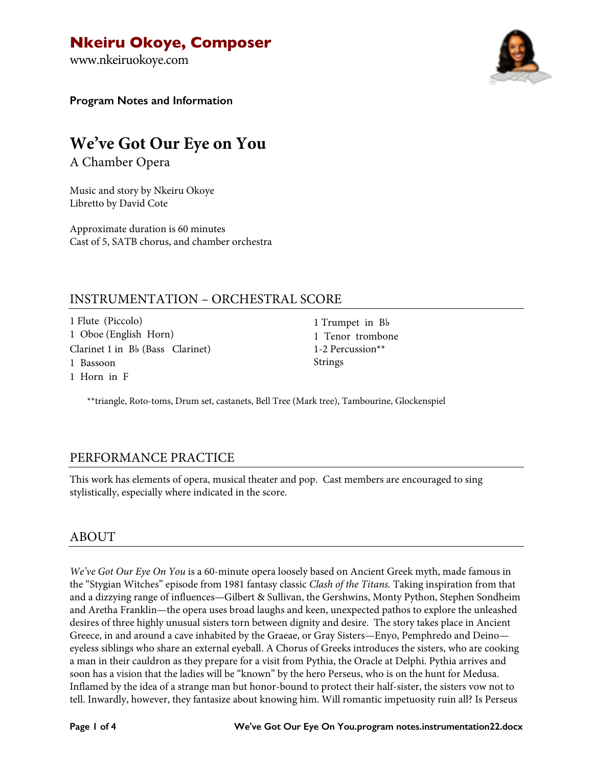# Nkeiru Okoye, Composer

www.nkeiruokoye.com

**Program Notes and Information**

## We've Got Our Eye on You

A Chamber Opera

Music and story by Nkeiru Okoye
Libretto by David Cote

Approximate duration is 60 minutes
Cast of 5, SATB chorus, and chamber orchestra

## INSTRUMENTATION – ORCHESTRAL SCORE

1 Flute (Piccolo)
1 Oboe (English Horn)
Clarinet 1 in B♭ (Bass Clarinet)
1 Bassoon
1 Horn in F
1 Trumpet in B♭
1 Tenor trombone
1-2 Percussion**
Strings

**triangle, Roto-toms, Drum set, castanets, Bell Tree (Mark tree), Tambourine, Glockenspiel

## PERFORMANCE PRACTICE

This work has elements of opera, musical theater and pop. Cast members are encouraged to sing stylistically, especially where indicated in the score.

## ABOUT

*We've Got Our Eye On You* is a 60-minute opera loosely based on Ancient Greek myth, made famous in the "Stygian Witches" episode from 1981 fantasy classic *Clash of the Titans.* Taking inspiration from that and a dizzying range of influences—Gilbert & Sullivan, the Gershwins, Monty Python, Stephen Sondheim and Aretha Franklin—the opera uses broad laughs and keen, unexpected pathos to explore the unleashed desires of three highly unusual sisters torn between dignity and desire. The story takes place in Ancient Greece, in and around a cave inhabited by the Graeae, or Gray Sisters—Enyo, Pemphredo and Deino—eyeless siblings who share an external eyeball. A Chorus of Greeks introduces the sisters, who are cooking a man in their cauldron as they prepare for a visit from Pythia, the Oracle at Delphi. Pythia arrives and soon has a vision that the ladies will be "known" by the hero Perseus, who is on the hunt for Medusa. Inflamed by the idea of a strange man but honor-bound to protect their half-sister, the sisters vow not to tell. Inwardly, however, they fantasize about knowing him. Will romantic impetuosity ruin all? Is Perseus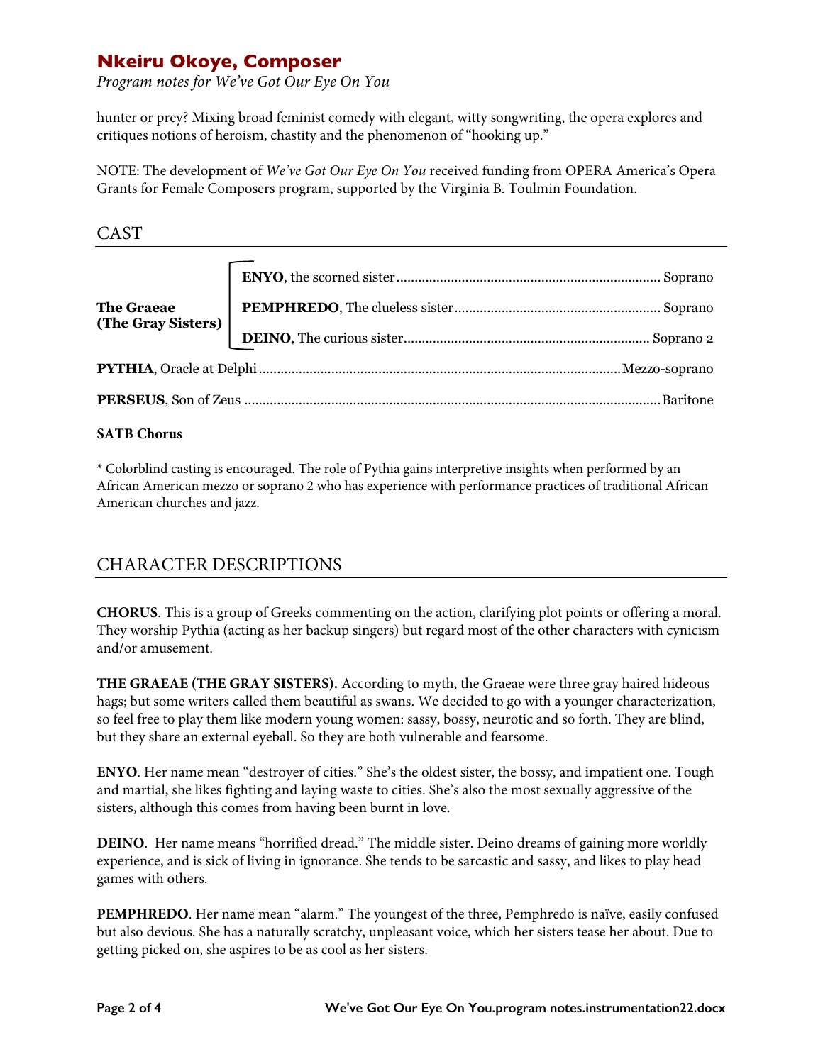hunter or prey? Mixing broad feminist comedy with elegant, witty songwriting, the opera explores and critiques notions of heroism, chastity and the phenomenon of "hooking up."

NOTE: The development of *We've Got Our Eye On You* received funding from OPERA America's Opera Grants for Female Composers program, supported by the Virginia B. Toulmin Foundation.

## CAST

| | | |
|---|---|---|
| **The Graeae (The Gray Sisters)** | **ENYO**, the scorned sister | Soprano |
| | **PEMPHREDO**, The clueless sister | Soprano |
| | **DEINO**, The curious sister | Soprano 2 |
| **PYTHIA**, Oracle at Delphi | | Mezzo-soprano |
| **PERSEUS**, Son of Zeus | | Baritone |

**SATB Chorus**

* Colorblind casting is encouraged. The role of Pythia gains interpretive insights when performed by an African American mezzo or soprano 2 who has experience with performance practices of traditional African American churches and jazz.

## CHARACTER DESCRIPTIONS

**CHORUS**. This is a group of Greeks commenting on the action, clarifying plot points or offering a moral. They worship Pythia (acting as her backup singers) but regard most of the other characters with cynicism and/or amusement.

**THE GRAEAE (THE GRAY SISTERS).** According to myth, the Graeae were three gray haired hideous hags; but some writers called them beautiful as swans. We decided to go with a younger characterization, so feel free to play them like modern young women: sassy, bossy, neurotic and so forth. They are blind, but they share an external eyeball. So they are both vulnerable and fearsome.

**ENYO**. Her name mean "destroyer of cities." She's the oldest sister, the bossy, and impatient one. Tough and martial, she likes fighting and laying waste to cities. She's also the most sexually aggressive of the sisters, although this comes from having been burnt in love.

**DEINO**. Her name means "horrified dread." The middle sister. Deino dreams of gaining more worldly experience, and is sick of living in ignorance. She tends to be sarcastic and sassy, and likes to play head games with others.

**PEMPHREDO**. Her name mean "alarm." The youngest of the three, Pemphredo is naïve, easily confused but also devious. She has a naturally scratchy, unpleasant voice, which her sisters tease her about. Due to getting picked on, she aspires to be as cool as her sisters.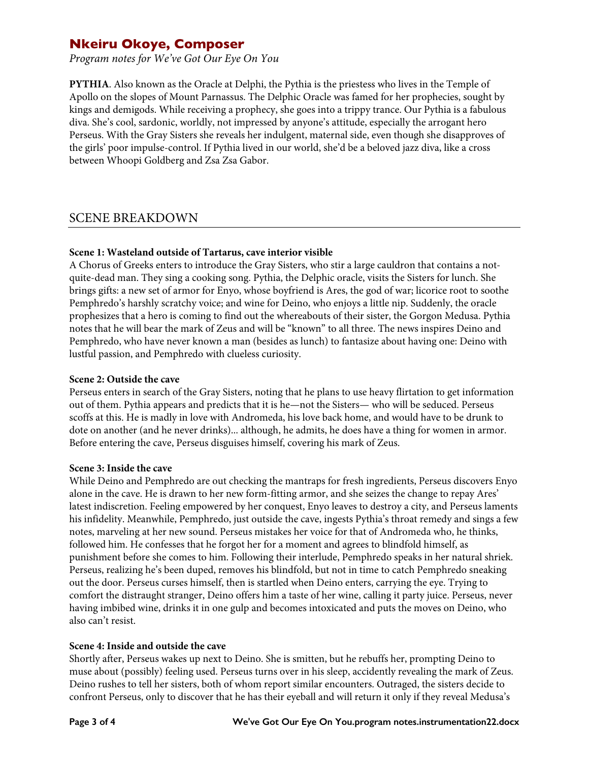## Nkeiru Okoye, Composer

*Program notes for We've Got Our Eye On You*

**PYTHIA**. Also known as the Oracle at Delphi, the Pythia is the priestess who lives in the Temple of Apollo on the slopes of Mount Parnassus. The Delphic Oracle was famed for her prophecies, sought by kings and demigods. While receiving a prophecy, she goes into a trippy trance. Our Pythia is a fabulous diva. She's cool, sardonic, worldly, not impressed by anyone's attitude, especially the arrogant hero Perseus. With the Gray Sisters she reveals her indulgent, maternal side, even though she disapproves of the girls' poor impulse-control. If Pythia lived in our world, she'd be a beloved jazz diva, like a cross between Whoopi Goldberg and Zsa Zsa Gabor.

## SCENE BREAKDOWN

**Scene 1: Wasteland outside of Tartarus, cave interior visible**

A Chorus of Greeks enters to introduce the Gray Sisters, who stir a large cauldron that contains a not-quite-dead man. They sing a cooking song. Pythia, the Delphic oracle, visits the Sisters for lunch. She brings gifts: a new set of armor for Enyo, whose boyfriend is Ares, the god of war; licorice root to soothe Pemphredo's harshly scratchy voice; and wine for Deino, who enjoys a little nip. Suddenly, the oracle prophesizes that a hero is coming to find out the whereabouts of their sister, the Gorgon Medusa. Pythia notes that he will bear the mark of Zeus and will be "known" to all three. The news inspires Deino and Pemphredo, who have never known a man (besides as lunch) to fantasize about having one: Deino with lustful passion, and Pemphredo with clueless curiosity.

**Scene 2: Outside the cave**

Perseus enters in search of the Gray Sisters, noting that he plans to use heavy flirtation to get information out of them. Pythia appears and predicts that it is he—not the Sisters— who will be seduced. Perseus scoffs at this. He is madly in love with Andromeda, his love back home, and would have to be drunk to dote on another (and he never drinks)... although, he admits, he does have a thing for women in armor. Before entering the cave, Perseus disguises himself, covering his mark of Zeus.

**Scene 3: Inside the cave**

While Deino and Pemphredo are out checking the mantraps for fresh ingredients, Perseus discovers Enyo alone in the cave. He is drawn to her new form-fitting armor, and she seizes the change to repay Ares' latest indiscretion. Feeling empowered by her conquest, Enyo leaves to destroy a city, and Perseus laments his infidelity. Meanwhile, Pemphredo, just outside the cave, ingests Pythia's throat remedy and sings a few notes, marveling at her new sound. Perseus mistakes her voice for that of Andromeda who, he thinks, followed him. He confesses that he forgot her for a moment and agrees to blindfold himself, as punishment before she comes to him. Following their interlude, Pemphredo speaks in her natural shriek. Perseus, realizing he's been duped, removes his blindfold, but not in time to catch Pemphredo sneaking out the door. Perseus curses himself, then is startled when Deino enters, carrying the eye. Trying to comfort the distraught stranger, Deino offers him a taste of her wine, calling it party juice. Perseus, never having imbibed wine, drinks it in one gulp and becomes intoxicated and puts the moves on Deino, who also can't resist.

**Scene 4: Inside and outside the cave**

Shortly after, Perseus wakes up next to Deino. She is smitten, but he rebuffs her, prompting Deino to muse about (possibly) feeling used. Perseus turns over in his sleep, accidently revealing the mark of Zeus. Deino rushes to tell her sisters, both of whom report similar encounters. Outraged, the sisters decide to confront Perseus, only to discover that he has their eyeball and will return it only if they reveal Medusa's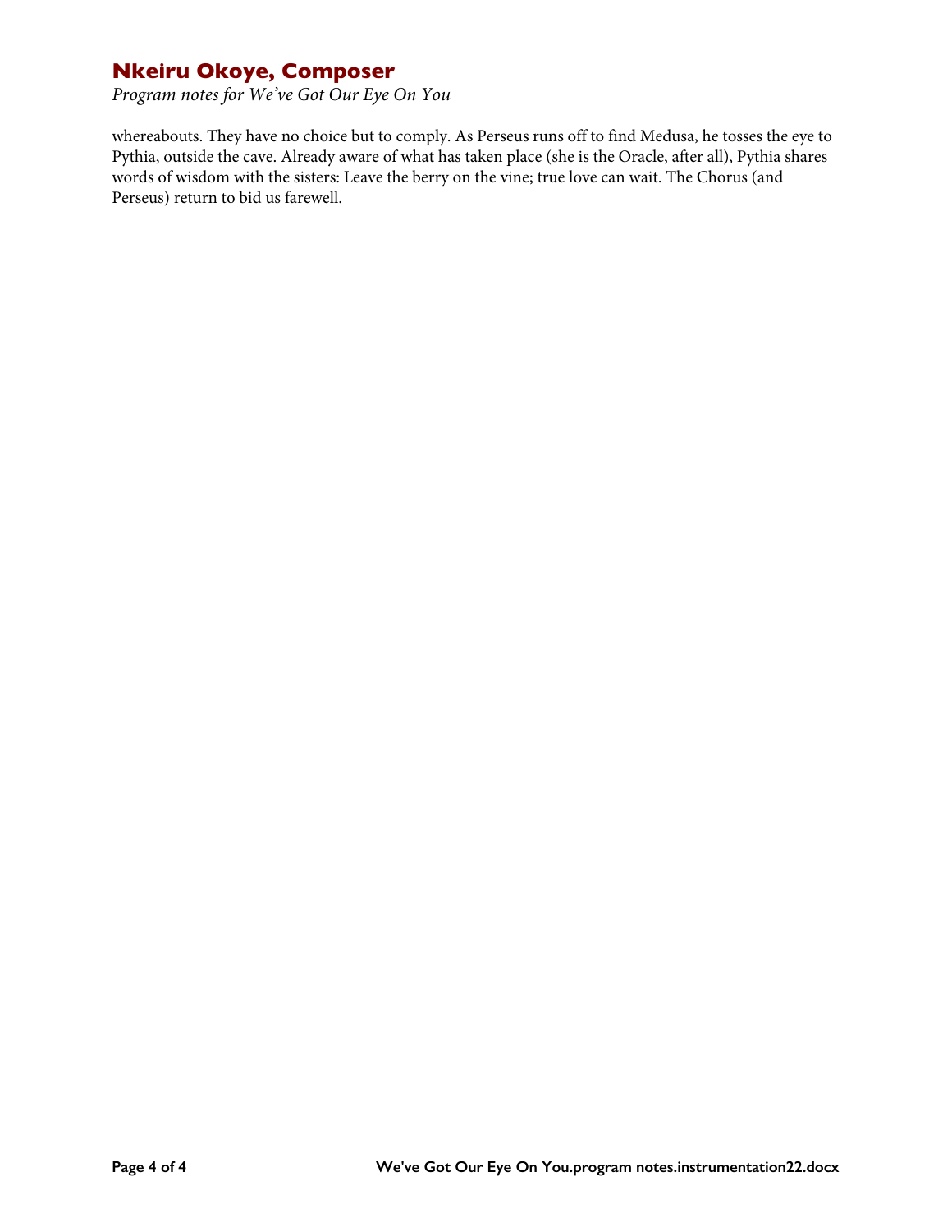whereabouts. They have no choice but to comply. As Perseus runs off to find Medusa, he tosses the eye to Pythia, outside the cave. Already aware of what has taken place (she is the Oracle, after all), Pythia shares words of wisdom with the sisters: Leave the berry on the vine; true love can wait. The Chorus (and Perseus) return to bid us farewell.